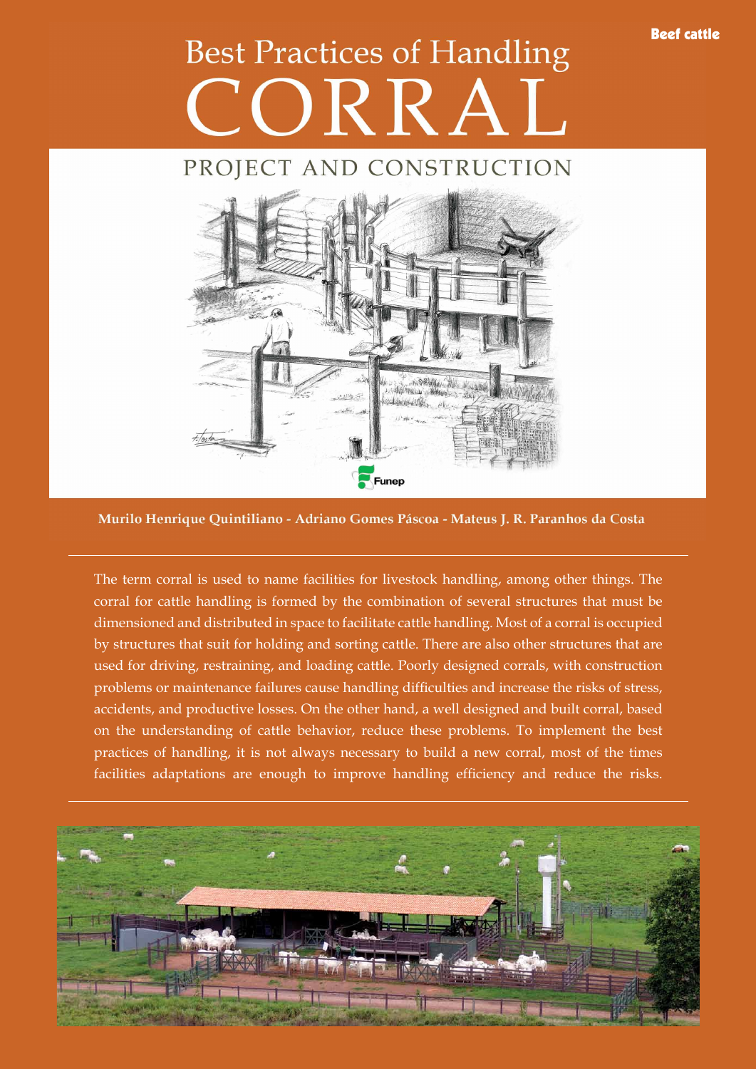Beef cattle

# Best Practices of Handling CORRAL

## PROJECT AND CONSTRUCTION

Funep

**Murilo Henrique Quintiliano - Adriano Gomes Páscoa - Mateus J. R. Paranhos da Costa**

The term corral is used to name facilities for livestock handling, among other things. The corral for cattle handling is formed by the combination of several structures that must be dimensioned and distributed in space to facilitate cattle handling. Most of a corral is occupied by structures that suit for holding and sorting cattle. There are also other structures that are used for driving, restraining, and loading cattle. Poorly designed corrals, with construction problems or maintenance failures cause handling difficulties and increase the risks of stress, accidents, and productive losses. On the other hand, a well designed and built corral, based on the understanding of cattle behavior, reduce these problems. To implement the best practices of handling, it is not always necessary to build a new corral, most of the times facilities adaptations are enough to improve handling efficiency and reduce the risks.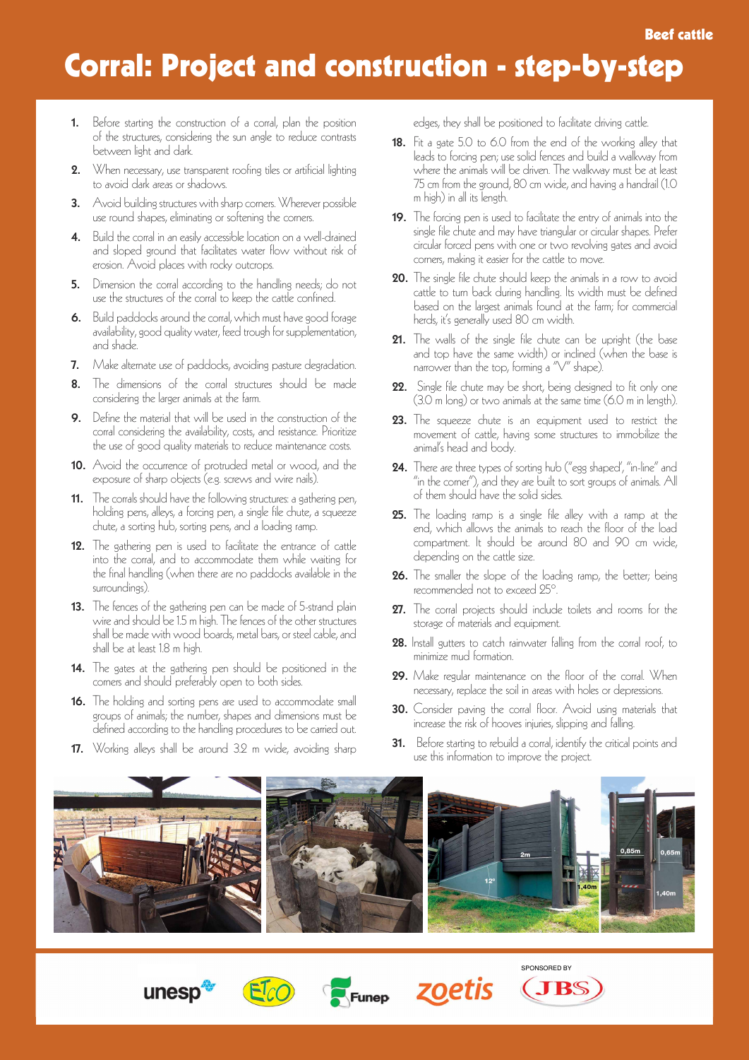# Corral: Project and construction - step-by-step

1. Before starting the construction of a corral, plan the position of the structures, considering the sun angle to reduce contrasts between light and dark.
2. When necessary, use transparent roofing tiles or artificial lighting to avoid dark areas or shadows.
3. Avoid building structures with sharp corners. Wherever possible use round shapes, eliminating or softening the corners.
4. Build the corral in an easily accessible location on a well-drained and sloped ground that facilitates water flow without risk of erosion. Avoid places with rocky outcrops.
5. Dimension the corral according to the handling needs; do not use the structures of the corral to keep the cattle confined.
6. Build paddocks around the corral, which must have good forage availability, good quality water, feed trough for supplementation, and shade.
7. Make alternate use of paddocks, avoiding pasture degradation.
8. The dimensions of the corral structures should be made considering the larger animals at the farm.
9. Define the material that will be used in the construction of the corral considering the availability, costs, and resistance. Prioritize the use of good quality materials to reduce maintenance costs.
10. Avoid the occurrence of protruded metal or wood, and the exposure of sharp objects (e.g. screws and wire nails).
11. The corrals should have the following structures: a gathering pen, holding pens, alleys, a forcing pen, a single file chute, a squeeze chute, a sorting hub, sorting pens, and a loading ramp.
12. The gathering pen is used to facilitate the entrance of cattle into the corral, and to accommodate them while waiting for the final handling (when there are no paddocks available in the surroundings).
13. The fences of the gathering pen can be made of 5-strand plain wire and should be 1.5 m high. The fences of the other structures shall be made with wood boards, metal bars, or steel cable, and shall be at least 1.8 m high.
14. The gates at the gathering pen should be positioned in the corners and should preferably open to both sides.
16. The holding and sorting pens are used to accommodate small groups of animals; the number, shapes and dimensions must be defined according to the handling procedures to be carried out.
17. Working alleys shall be around 3.2 m wide, avoiding sharp edges, they shall be positioned to facilitate driving cattle.
18. Fit a gate 5.0 to 6.0 from the end of the working alley that leads to forcing pen; use solid fences and build a walkway from where the animals will be driven. The walkway must be at least 75 cm from the ground, 80 cm wide, and having a handrail (1.0 m high) in all its length.
19. The forcing pen is used to facilitate the entry of animals into the single file chute and may have triangular or circular shapes. Prefer circular forced pens with one or two revolving gates and avoid corners, making it easier for the cattle to move.
20. The single file chute should keep the animals in a row to avoid cattle to turn back during handling. Its width must be defined based on the largest animals found at the farm; for commercial herds, it's generally used 80 cm width.
21. The walls of the single file chute can be upright (the base and top have the same width) or inclined (when the base is narrower than the top, forming a "V" shape).
22. Single file chute may be short, being designed to fit only one (3.0 m long) or two animals at the same time (6.0 m in length).
23. The squeeze chute is an equipment used to restrict the movement of cattle, having some structures to immobilize the animal's head and body.
24. There are three types of sorting hub ("egg shaped", "in-line" and "in the corner"), and they are built to sort groups of animals. All of them should have the solid sides.
25. The loading ramp is a single file alley with a ramp at the end, which allows the animals to reach the floor of the load compartment. It should be around 80 and 90 cm wide, depending on the cattle size.
26. The smaller the slope of the loading ramp, the better; being recommended not to exceed 25°.
27. The corral projects should include toilets and rooms for the storage of materials and equipment.
28. Install gutters to catch rainwater falling from the corral roof, to minimize mud formation.
29. Make regular maintenance on the floor of the corral. When necessary, replace the soil in areas with holes or depressions.
30. Consider paving the corral floor. Avoid using materials that increase the risk of hooves injuries, slipping and falling.
31. Before starting to rebuild a corral, identify the critical points and use this information to improve the project.

2m
12°
1,40m
0,85m
0,65m
1,40m

SPONSORED BY